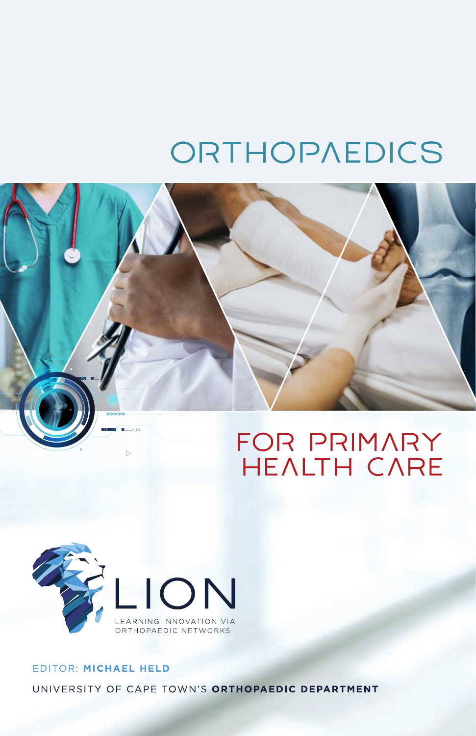# ORTHOPAEDICS

## FOR PRIMARY HEALTH CARE

LION

LEARNING INNOVATION VIA ORTHOPAEDIC NETWORKS

EDITOR: **MICHAEL HELD**

UNIVERSITY OF CAPE TOWN'S **ORTHOPAEDIC DEPARTMENT**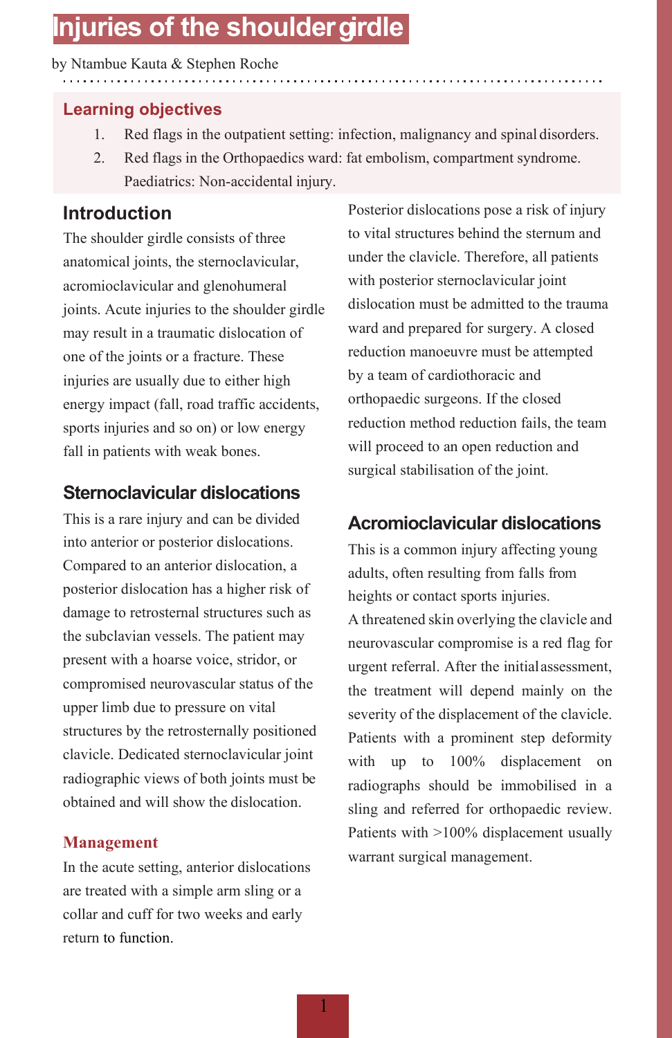# Injuries of the shoulder girdle

by Ntambue Kauta & Stephen Roche

## Learning objectives

1. Red flags in the outpatient setting: infection, malignancy and spinal disorders.
2. Red flags in the Orthopaedics ward: fat embolism, compartment syndrome. Paediatrics: Non-accidental injury.

## Introduction

The shoulder girdle consists of three anatomical joints, the sternoclavicular, acromioclavicular and glenohumeral joints. Acute injuries to the shoulder girdle may result in a traumatic dislocation of one of the joints or a fracture. These injuries are usually due to either high energy impact (fall, road traffic accidents, sports injuries and so on) or low energy fall in patients with weak bones.

## Sternoclavicular dislocations

This is a rare injury and can be divided into anterior or posterior dislocations. Compared to an anterior dislocation, a posterior dislocation has a higher risk of damage to retrosternal structures such as the subclavian vessels. The patient may present with a hoarse voice, stridor, or compromised neurovascular status of the upper limb due to pressure on vital structures by the retrosternally positioned clavicle. Dedicated sternoclavicular joint radiographic views of both joints must be obtained and will show the dislocation.

### Management

In the acute setting, anterior dislocations are treated with a simple arm sling or a collar and cuff for two weeks and early return to function.

Posterior dislocations pose a risk of injury to vital structures behind the sternum and under the clavicle. Therefore, all patients with posterior sternoclavicular joint dislocation must be admitted to the trauma ward and prepared for surgery. A closed reduction manoeuvre must be attempted by a team of cardiothoracic and orthopaedic surgeons. If the closed reduction method reduction fails, the team will proceed to an open reduction and surgical stabilisation of the joint.

## Acromioclavicular dislocations

This is a common injury affecting young adults, often resulting from falls from heights or contact sports injuries.

A threatened skin overlying the clavicle and neurovascular compromise is a red flag for urgent referral. After the initial assessment, the treatment will depend mainly on the severity of the displacement of the clavicle. Patients with a prominent step deformity with up to 100% displacement on radiographs should be immobilised in a sling and referred for orthopaedic review. Patients with >100% displacement usually warrant surgical management.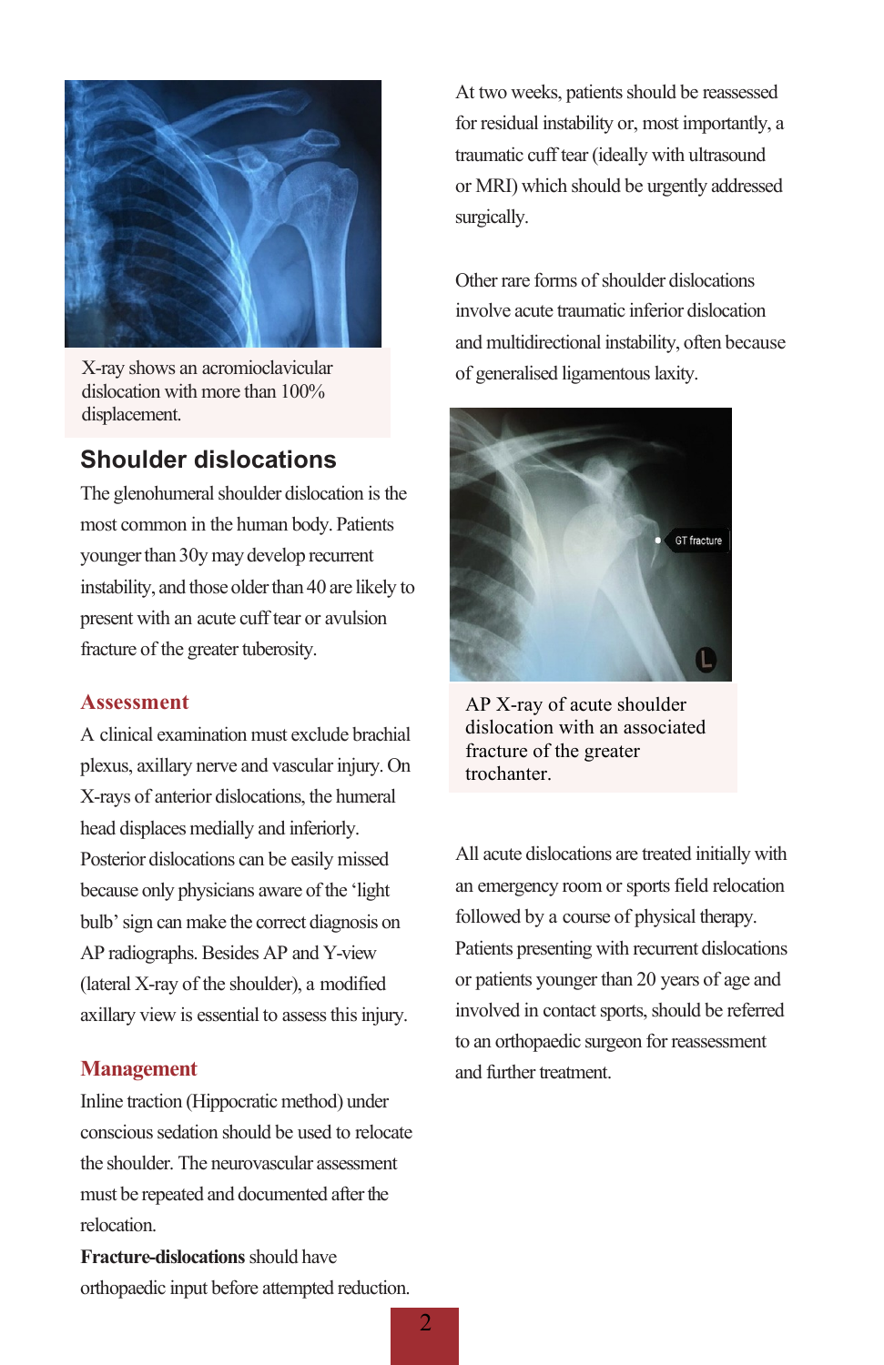X-ray shows an acromioclavicular dislocation with more than 100% displacement.

## Shoulder dislocations

The glenohumeral shoulder dislocation is the most common in the human body. Patients younger than 30y may develop recurrent instability, and those older than 40 are likely to present with an acute cuff tear or avulsion fracture of the greater tuberosity.

### Assessment

A clinical examination must exclude brachial plexus, axillary nerve and vascular injury. On X-rays of anterior dislocations, the humeral head displaces medially and inferiorly. Posterior dislocations can be easily missed because only physicians aware of the 'light bulb' sign can make the correct diagnosis on AP radiographs. Besides AP and Y-view (lateral X-ray of the shoulder), a modified axillary view is essential to assess this injury.

### Management

Inline traction (Hippocratic method) under conscious sedation should be used to relocate the shoulder. The neurovascular assessment must be repeated and documented after the relocation.

**Fracture-dislocations** should have orthopaedic input before attempted reduction.

At two weeks, patients should be reassessed for residual instability or, most importantly, a traumatic cuff tear (ideally with ultrasound or MRI) which should be urgently addressed surgically.

Other rare forms of shoulder dislocations involve acute traumatic inferior dislocation and multidirectional instability, often because of generalised ligamentous laxity.

AP X-ray of acute shoulder dislocation with an associated fracture of the greater trochanter.

All acute dislocations are treated initially with an emergency room or sports field relocation followed by a course of physical therapy. Patients presenting with recurrent dislocations or patients younger than 20 years of age and involved in contact sports, should be referred to an orthopaedic surgeon for reassessment and further treatment.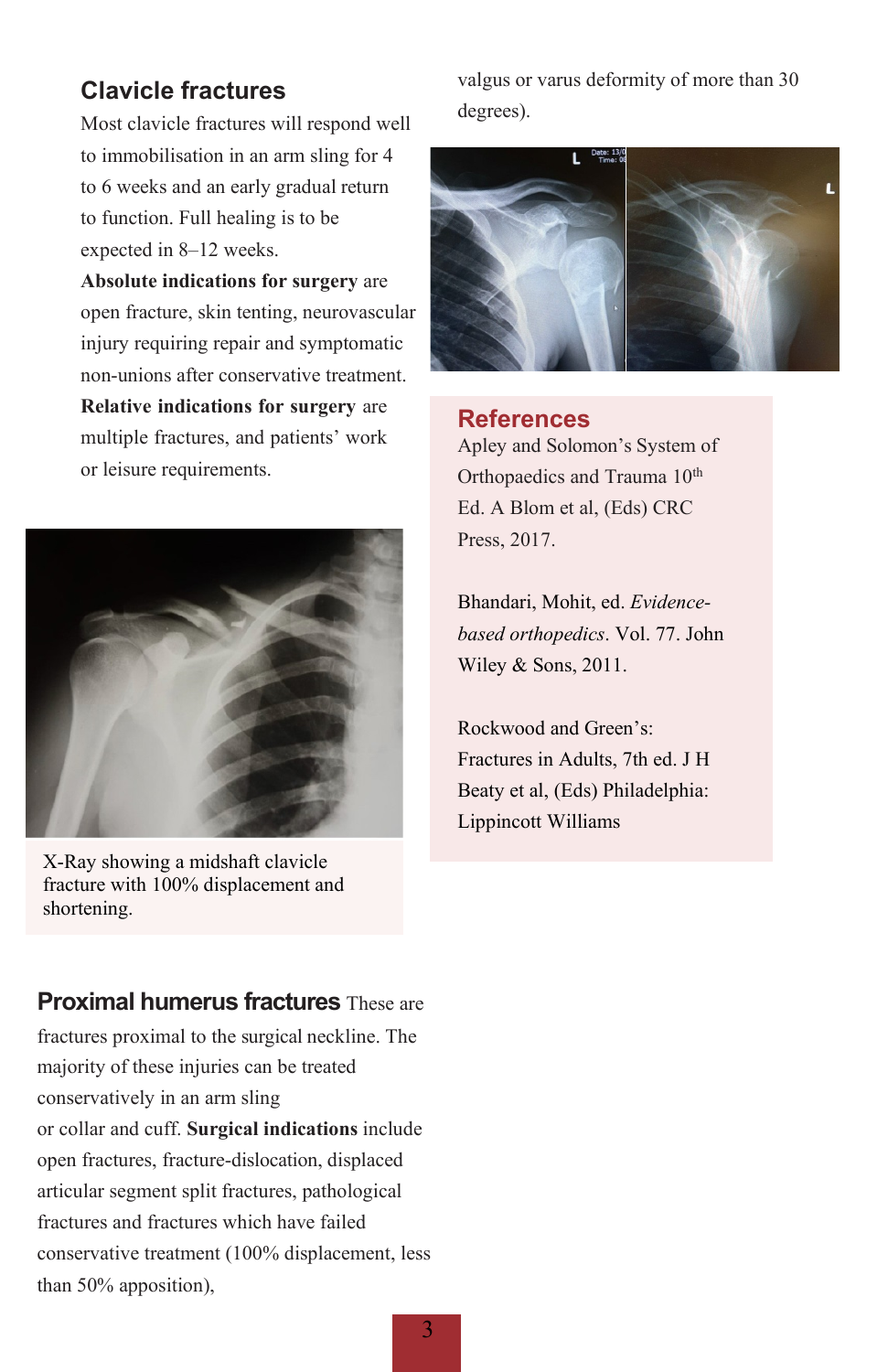## Clavicle fractures

Most clavicle fractures will respond well to immobilisation in an arm sling for 4 to 6 weeks and an early gradual return to function. Full healing is to be expected in 8–12 weeks.

**Absolute indications for surgery** are open fracture, skin tenting, neurovascular injury requiring repair and symptomatic non-unions after conservative treatment.

**Relative indications for surgery** are multiple fractures, and patients' work or leisure requirements.

X-Ray showing a midshaft clavicle fracture with 100% displacement and shortening.

## Proximal humerus fractures

These are fractures proximal to the surgical neckline. The majority of these injuries can be treated conservatively in an arm sling or collar and cuff. **Surgical indications** include open fractures, fracture-dislocation, displaced articular segment split fractures, pathological fractures and fractures which have failed conservative treatment (100% displacement, less than 50% apposition), valgus or varus deformity of more than 30 degrees).

## References

Apley and Solomon's System of Orthopaedics and Trauma 10th Ed. A Blom et al, (Eds) CRC Press, 2017.

Bhandari, Mohit, ed. *Evidence-based orthopedics*. Vol. 77. John Wiley & Sons, 2011.

Rockwood and Green's: Fractures in Adults, 7th ed. J H Beaty et al, (Eds) Philadelphia: Lippincott Williams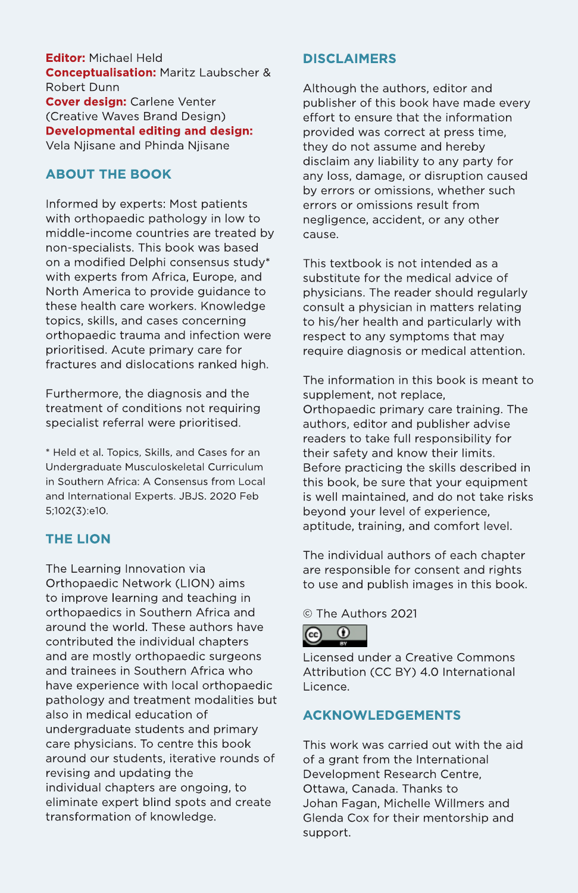**Editor:** Michael Held
**Conceptualisation:** Maritz Laubscher & Robert Dunn
**Cover design:** Carlene Venter (Creative Waves Brand Design)
**Developmental editing and design:** Vela Njisane and Phinda Njisane

## ABOUT THE BOOK

Informed by experts: Most patients with orthopaedic pathology in low to middle-income countries are treated by non-specialists. This book was based on a modified Delphi consensus study* with experts from Africa, Europe, and North America to provide guidance to these health care workers. Knowledge topics, skills, and cases concerning orthopaedic trauma and infection were prioritised. Acute primary care for fractures and dislocations ranked high.

Furthermore, the diagnosis and the treatment of conditions not requiring specialist referral were prioritised.

* Held et al. Topics, Skills, and Cases for an Undergraduate Musculoskeletal Curriculum in Southern Africa: A Consensus from Local and International Experts. JBJS. 2020 Feb 5;102(3):e10.

## THE LION

The Learning Innovation via Orthopaedic Network (LION) aims to improve learning and teaching in orthopaedics in Southern Africa and around the world. These authors have contributed the individual chapters and are mostly orthopaedic surgeons and trainees in Southern Africa who have experience with local orthopaedic pathology and treatment modalities but also in medical education of undergraduate students and primary care physicians. To centre this book around our students, iterative rounds of revising and updating the individual chapters are ongoing, to eliminate expert blind spots and create transformation of knowledge.

## DISCLAIMERS

Although the authors, editor and publisher of this book have made every effort to ensure that the information provided was correct at press time, they do not assume and hereby disclaim any liability to any party for any loss, damage, or disruption caused by errors or omissions, whether such errors or omissions result from negligence, accident, or any other cause.

This textbook is not intended as a substitute for the medical advice of physicians. The reader should regularly consult a physician in matters relating to his/her health and particularly with respect to any symptoms that may require diagnosis or medical attention.

The information in this book is meant to supplement, not replace, Orthopaedic primary care training. The authors, editor and publisher advise readers to take full responsibility for their safety and know their limits. Before practicing the skills described in this book, be sure that your equipment is well maintained, and do not take risks beyond your level of experience, aptitude, training, and comfort level.

The individual authors of each chapter are responsible for consent and rights to use and publish images in this book.

© The Authors 2021

Licensed under a Creative Commons Attribution (CC BY) 4.0 International Licence.

## ACKNOWLEDGEMENTS

This work was carried out with the aid of a grant from the International Development Research Centre, Ottawa, Canada. Thanks to Johan Fagan, Michelle Willmers and Glenda Cox for their mentorship and support.